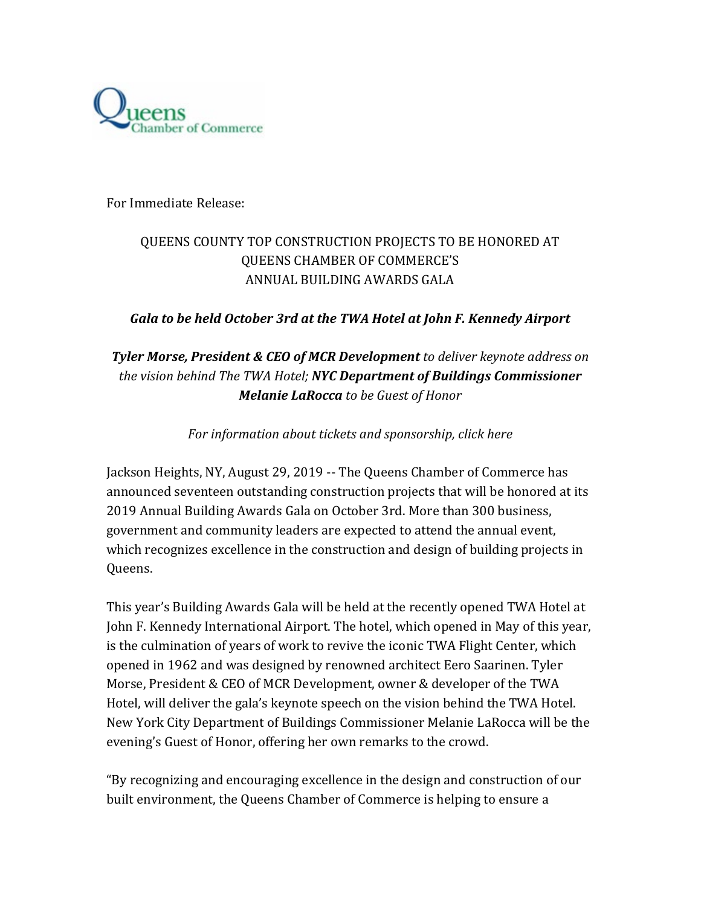Queens Chamber of Commerce

For Immediate Release:

# QUEENS COUNTY TOP CONSTRUCTION PROJECTS TO BE HONORED AT QUEENS CHAMBER OF COMMERCE'S ANNUAL BUILDING AWARDS GALA

***Gala to be held October 3rd at the TWA Hotel at John F. Kennedy Airport***

***Tyler Morse, President & CEO of MCR Development*** *to deliver keynote address on the vision behind The TWA Hotel;* ***NYC Department of Buildings Commissioner Melanie LaRocca*** *to be Guest of Honor*

*For information about tickets and sponsorship, click here*

Jackson Heights, NY, August 29, 2019 -- The Queens Chamber of Commerce has announced seventeen outstanding construction projects that will be honored at its 2019 Annual Building Awards Gala on October 3rd. More than 300 business, government and community leaders are expected to attend the annual event, which recognizes excellence in the construction and design of building projects in Queens.

This year's Building Awards Gala will be held at the recently opened TWA Hotel at John F. Kennedy International Airport. The hotel, which opened in May of this year, is the culmination of years of work to revive the iconic TWA Flight Center, which opened in 1962 and was designed by renowned architect Eero Saarinen. Tyler Morse, President & CEO of MCR Development, owner & developer of the TWA Hotel, will deliver the gala's keynote speech on the vision behind the TWA Hotel. New York City Department of Buildings Commissioner Melanie LaRocca will be the evening's Guest of Honor, offering her own remarks to the crowd.

"By recognizing and encouraging excellence in the design and construction of our built environment, the Queens Chamber of Commerce is helping to ensure a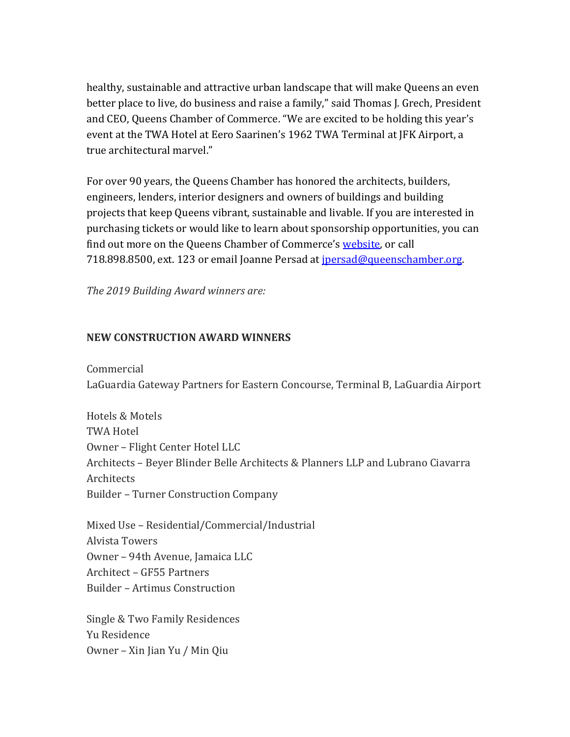healthy, sustainable and attractive urban landscape that will make Queens an even better place to live, do business and raise a family," said Thomas J. Grech, President and CEO, Queens Chamber of Commerce. "We are excited to be holding this year's event at the TWA Hotel at Eero Saarinen's 1962 TWA Terminal at JFK Airport, a true architectural marvel."

For over 90 years, the Queens Chamber has honored the architects, builders, engineers, lenders, interior designers and owners of buildings and building projects that keep Queens vibrant, sustainable and livable. If you are interested in purchasing tickets or would like to learn about sponsorship opportunities, you can find out more on the Queens Chamber of Commerce's [website](), or call 718.898.8500, ext. 123 or email Joanne Persad at [jpersad@queenschamber.org](mailto:jpersad@queenschamber.org).

*The 2019 Building Award winners are:*

**NEW CONSTRUCTION AWARD WINNERS**

Commercial
LaGuardia Gateway Partners for Eastern Concourse, Terminal B, LaGuardia Airport

Hotels & Motels
TWA Hotel
Owner – Flight Center Hotel LLC
Architects – Beyer Blinder Belle Architects & Planners LLP and Lubrano Ciavarra Architects
Builder – Turner Construction Company

Mixed Use – Residential/Commercial/Industrial
Alvista Towers
Owner – 94th Avenue, Jamaica LLC
Architect – GF55 Partners
Builder – Artimus Construction

Single & Two Family Residences
Yu Residence
Owner – Xin Jian Yu / Min Qiu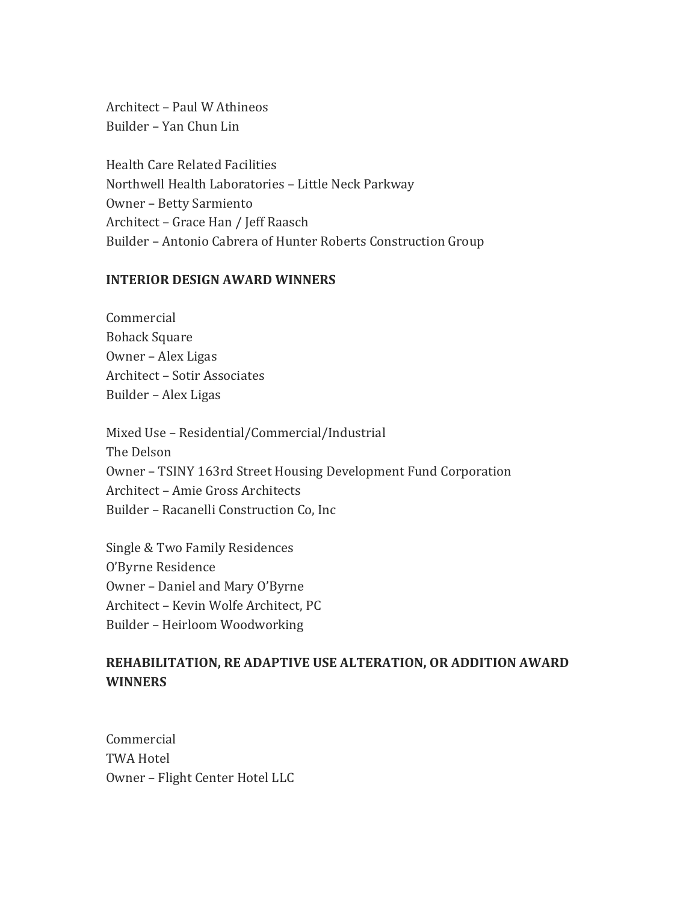Architect – Paul W Athineos
Builder – Yan Chun Lin

Health Care Related Facilities
Northwell Health Laboratories – Little Neck Parkway
Owner – Betty Sarmiento
Architect – Grace Han / Jeff Raasch
Builder – Antonio Cabrera of Hunter Roberts Construction Group

**INTERIOR DESIGN AWARD WINNERS**

Commercial
Bohack Square
Owner – Alex Ligas
Architect – Sotir Associates
Builder – Alex Ligas

Mixed Use – Residential/Commercial/Industrial
The Delson
Owner – TSINY 163rd Street Housing Development Fund Corporation
Architect – Amie Gross Architects
Builder – Racanelli Construction Co, Inc

Single & Two Family Residences
O'Byrne Residence
Owner – Daniel and Mary O'Byrne
Architect – Kevin Wolfe Architect, PC
Builder – Heirloom Woodworking

**REHABILITATION, RE ADAPTIVE USE ALTERATION, OR ADDITION AWARD WINNERS**

Commercial
TWA Hotel
Owner – Flight Center Hotel LLC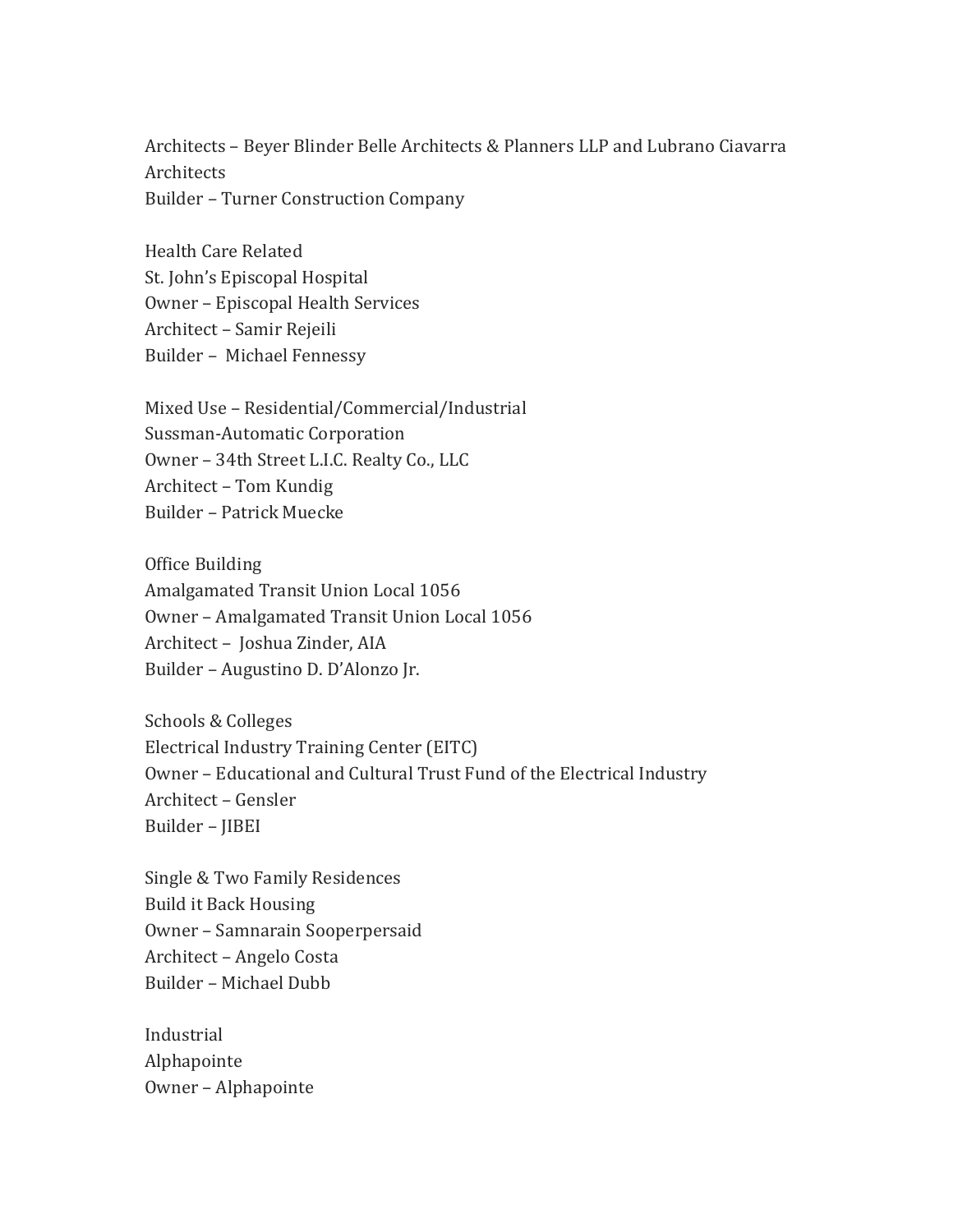Architects – Beyer Blinder Belle Architects & Planners LLP and Lubrano Ciavarra Architects
Builder – Turner Construction Company

Health Care Related
St. John's Episcopal Hospital
Owner – Episcopal Health Services
Architect – Samir Rejeili
Builder – Michael Fennessy

Mixed Use – Residential/Commercial/Industrial
Sussman-Automatic Corporation
Owner – 34th Street L.I.C. Realty Co., LLC
Architect – Tom Kundig
Builder – Patrick Muecke

Office Building
Amalgamated Transit Union Local 1056
Owner – Amalgamated Transit Union Local 1056
Architect – Joshua Zinder, AIA
Builder – Augustino D. D'Alonzo Jr.

Schools & Colleges
Electrical Industry Training Center (EITC)
Owner – Educational and Cultural Trust Fund of the Electrical Industry
Architect – Gensler
Builder – JIBEI

Single & Two Family Residences
Build it Back Housing
Owner – Samnarain Sooperpersaid
Architect – Angelo Costa
Builder – Michael Dubb

Industrial
Alphapointe
Owner – Alphapointe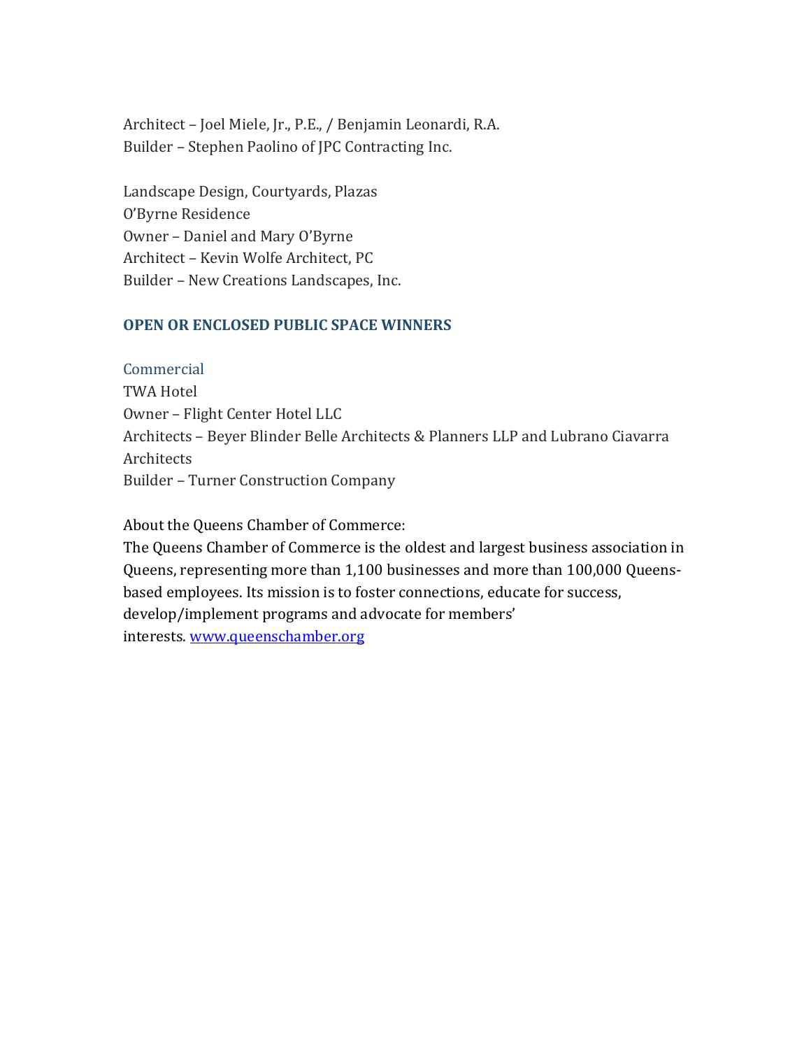Architect – Joel Miele, Jr., P.E., / Benjamin Leonardi, R.A.
Builder – Stephen Paolino of JPC Contracting Inc.

Landscape Design, Courtyards, Plazas
O'Byrne Residence
Owner – Daniel and Mary O'Byrne
Architect – Kevin Wolfe Architect, PC
Builder – New Creations Landscapes, Inc.

## OPEN OR ENCLOSED PUBLIC SPACE WINNERS

### Commercial

TWA Hotel
Owner – Flight Center Hotel LLC
Architects – Beyer Blinder Belle Architects & Planners LLP and Lubrano Ciavarra Architects
Builder – Turner Construction Company

About the Queens Chamber of Commerce:
The Queens Chamber of Commerce is the oldest and largest business association in Queens, representing more than 1,100 businesses and more than 100,000 Queens-based employees. Its mission is to foster connections, educate for success, develop/implement programs and advocate for members' interests. [www.queenschamber.org](http://www.queenschamber.org)